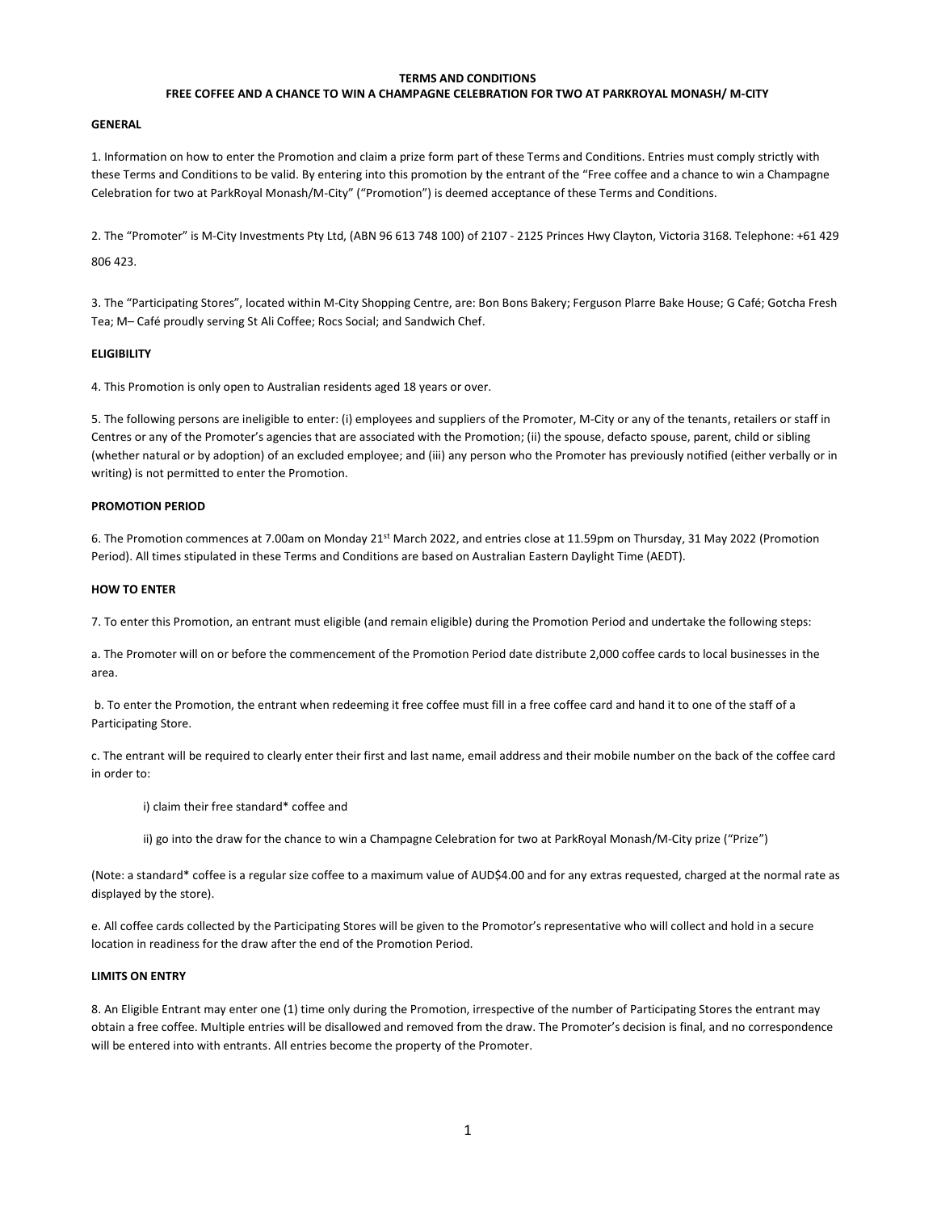**TERMS AND CONDITIONS**

**FREE COFFEE AND A CHANCE TO WIN A CHAMPAGNE CELEBRATION FOR TWO AT PARKROYAL MONASH/ M-CITY**

**GENERAL**

1. Information on how to enter the Promotion and claim a prize form part of these Terms and Conditions. Entries must comply strictly with these Terms and Conditions to be valid. By entering into this promotion by the entrant of the "Free coffee and a chance to win a Champagne Celebration for two at ParkRoyal Monash/M-City" ("Promotion") is deemed acceptance of these Terms and Conditions.

2. The "Promoter" is M-City Investments Pty Ltd, (ABN 96 613 748 100) of 2107 - 2125 Princes Hwy Clayton, Victoria 3168. Telephone: +61 429 806 423.

3. The "Participating Stores", located within M-City Shopping Centre, are: Bon Bons Bakery; Ferguson Plarre Bake House; G Café; Gotcha Fresh Tea; M– Café proudly serving St Ali Coffee; Rocs Social; and Sandwich Chef.

**ELIGIBILITY**

4. This Promotion is only open to Australian residents aged 18 years or over.

5. The following persons are ineligible to enter: (i) employees and suppliers of the Promoter, M-City or any of the tenants, retailers or staff in Centres or any of the Promoter's agencies that are associated with the Promotion; (ii) the spouse, defacto spouse, parent, child or sibling (whether natural or by adoption) of an excluded employee; and (iii) any person who the Promoter has previously notified (either verbally or in writing) is not permitted to enter the Promotion.

**PROMOTION PERIOD**

6. The Promotion commences at 7.00am on Monday 21st March 2022, and entries close at 11.59pm on Thursday, 31 May 2022 (Promotion Period). All times stipulated in these Terms and Conditions are based on Australian Eastern Daylight Time (AEDT).

**HOW TO ENTER**

7. To enter this Promotion, an entrant must eligible (and remain eligible) during the Promotion Period and undertake the following steps:

a. The Promoter will on or before the commencement of the Promotion Period date distribute 2,000 coffee cards to local businesses in the area.

b. To enter the Promotion, the entrant when redeeming it free coffee must fill in a free coffee card and hand it to one of the staff of a Participating Store.

c. The entrant will be required to clearly enter their first and last name, email address and their mobile number on the back of the coffee card in order to:

i) claim their free standard* coffee and

ii) go into the draw for the chance to win a Champagne Celebration for two at ParkRoyal Monash/M-City prize ("Prize")

(Note: a standard* coffee is a regular size coffee to a maximum value of AUD$4.00 and for any extras requested, charged at the normal rate as displayed by the store).

e. All coffee cards collected by the Participating Stores will be given to the Promotor's representative who will collect and hold in a secure location in readiness for the draw after the end of the Promotion Period.

**LIMITS ON ENTRY**

8. An Eligible Entrant may enter one (1) time only during the Promotion, irrespective of the number of Participating Stores the entrant may obtain a free coffee. Multiple entries will be disallowed and removed from the draw. The Promoter's decision is final, and no correspondence will be entered into with entrants. All entries become the property of the Promoter.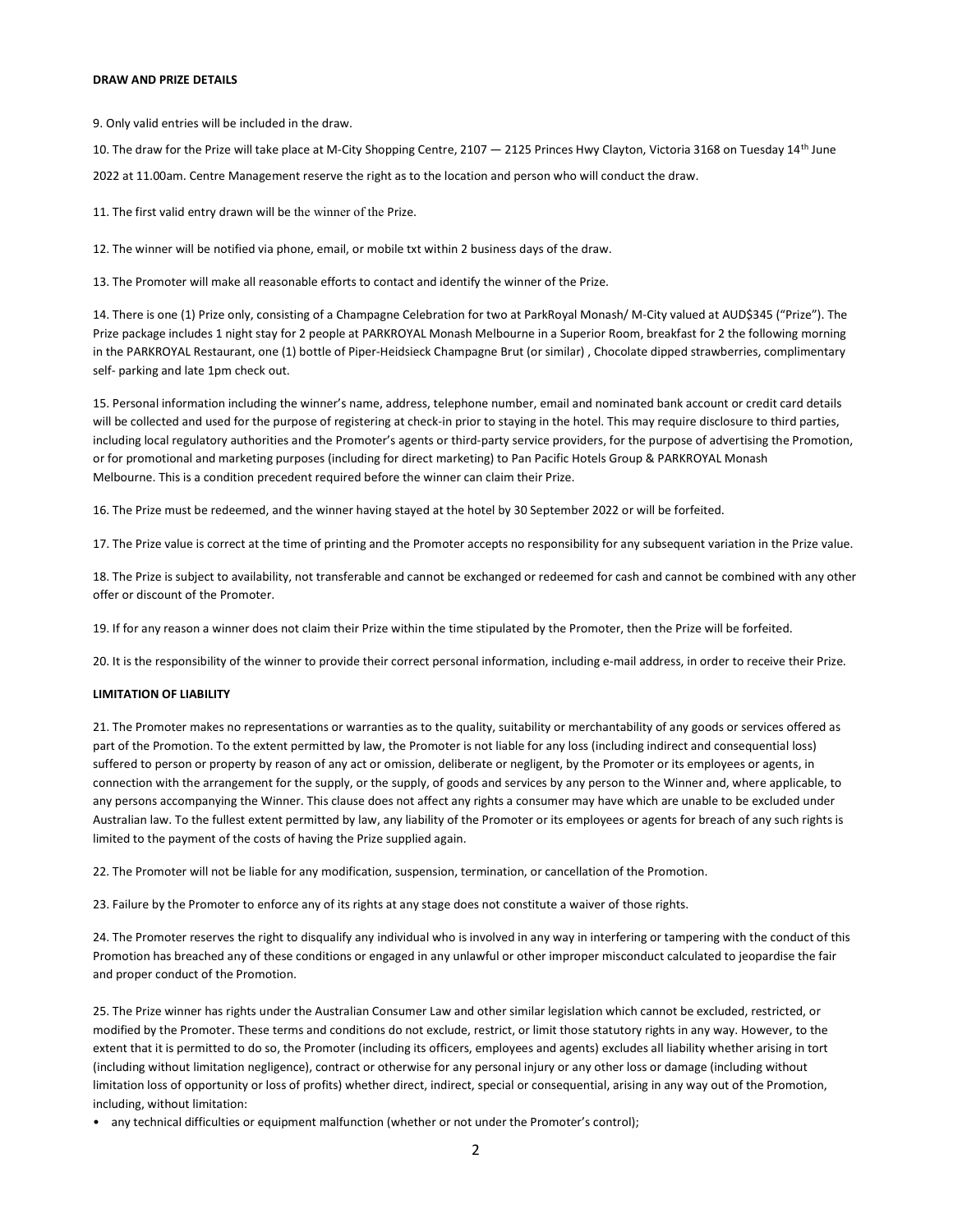**DRAW AND PRIZE DETAILS**

9. Only valid entries will be included in the draw.

10. The draw for the Prize will take place at M-City Shopping Centre, 2107 — 2125 Princes Hwy Clayton, Victoria 3168 on Tuesday 14th June 2022 at 11.00am. Centre Management reserve the right as to the location and person who will conduct the draw.

11. The first valid entry drawn will be the winner of the Prize.

12. The winner will be notified via phone, email, or mobile txt within 2 business days of the draw.

13. The Promoter will make all reasonable efforts to contact and identify the winner of the Prize.

14. There is one (1) Prize only, consisting of a Champagne Celebration for two at ParkRoyal Monash/ M-City valued at AUD$345 ("Prize"). The Prize package includes 1 night stay for 2 people at PARKROYAL Monash Melbourne in a Superior Room, breakfast for 2 the following morning in the PARKROYAL Restaurant, one (1) bottle of Piper-Heidsieck Champagne Brut (or similar) , Chocolate dipped strawberries, complimentary self- parking and late 1pm check out.

15. Personal information including the winner's name, address, telephone number, email and nominated bank account or credit card details will be collected and used for the purpose of registering at check-in prior to staying in the hotel. This may require disclosure to third parties, including local regulatory authorities and the Promoter's agents or third-party service providers, for the purpose of advertising the Promotion, or for promotional and marketing purposes (including for direct marketing) to Pan Pacific Hotels Group & PARKROYAL Monash Melbourne. This is a condition precedent required before the winner can claim their Prize.

16. The Prize must be redeemed, and the winner having stayed at the hotel by 30 September 2022 or will be forfeited.

17. The Prize value is correct at the time of printing and the Promoter accepts no responsibility for any subsequent variation in the Prize value.

18. The Prize is subject to availability, not transferable and cannot be exchanged or redeemed for cash and cannot be combined with any other offer or discount of the Promoter.

19. If for any reason a winner does not claim their Prize within the time stipulated by the Promoter, then the Prize will be forfeited.

20. It is the responsibility of the winner to provide their correct personal information, including e-mail address, in order to receive their Prize.

**LIMITATION OF LIABILITY**

21. The Promoter makes no representations or warranties as to the quality, suitability or merchantability of any goods or services offered as part of the Promotion. To the extent permitted by law, the Promoter is not liable for any loss (including indirect and consequential loss) suffered to person or property by reason of any act or omission, deliberate or negligent, by the Promoter or its employees or agents, in connection with the arrangement for the supply, or the supply, of goods and services by any person to the Winner and, where applicable, to any persons accompanying the Winner. This clause does not affect any rights a consumer may have which are unable to be excluded under Australian law. To the fullest extent permitted by law, any liability of the Promoter or its employees or agents for breach of any such rights is limited to the payment of the costs of having the Prize supplied again.

22. The Promoter will not be liable for any modification, suspension, termination, or cancellation of the Promotion.

23. Failure by the Promoter to enforce any of its rights at any stage does not constitute a waiver of those rights.

24. The Promoter reserves the right to disqualify any individual who is involved in any way in interfering or tampering with the conduct of this Promotion has breached any of these conditions or engaged in any unlawful or other improper misconduct calculated to jeopardise the fair and proper conduct of the Promotion.

25. The Prize winner has rights under the Australian Consumer Law and other similar legislation which cannot be excluded, restricted, or modified by the Promoter. These terms and conditions do not exclude, restrict, or limit those statutory rights in any way. However, to the extent that it is permitted to do so, the Promoter (including its officers, employees and agents) excludes all liability whether arising in tort (including without limitation negligence), contract or otherwise for any personal injury or any other loss or damage (including without limitation loss of opportunity or loss of profits) whether direct, indirect, special or consequential, arising in any way out of the Promotion, including, without limitation:

- any technical difficulties or equipment malfunction (whether or not under the Promoter's control);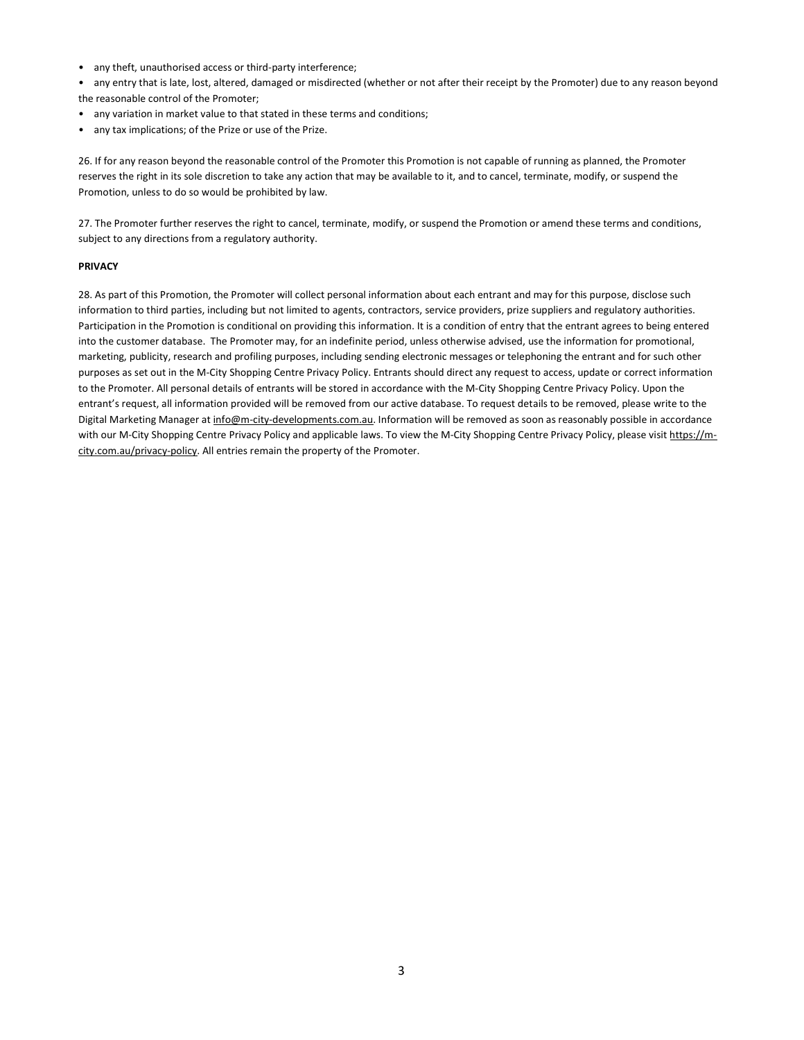- any theft, unauthorised access or third-party interference;
- any entry that is late, lost, altered, damaged or misdirected (whether or not after their receipt by the Promoter) due to any reason beyond the reasonable control of the Promoter;
- any variation in market value to that stated in these terms and conditions;
- any tax implications; of the Prize or use of the Prize.

26. If for any reason beyond the reasonable control of the Promoter this Promotion is not capable of running as planned, the Promoter reserves the right in its sole discretion to take any action that may be available to it, and to cancel, terminate, modify, or suspend the Promotion, unless to do so would be prohibited by law.

27. The Promoter further reserves the right to cancel, terminate, modify, or suspend the Promotion or amend these terms and conditions, subject to any directions from a regulatory authority.

**PRIVACY**

28. As part of this Promotion, the Promoter will collect personal information about each entrant and may for this purpose, disclose such information to third parties, including but not limited to agents, contractors, service providers, prize suppliers and regulatory authorities. Participation in the Promotion is conditional on providing this information. It is a condition of entry that the entrant agrees to being entered into the customer database. The Promoter may, for an indefinite period, unless otherwise advised, use the information for promotional, marketing, publicity, research and profiling purposes, including sending electronic messages or telephoning the entrant and for such other purposes as set out in the M-City Shopping Centre Privacy Policy. Entrants should direct any request to access, update or correct information to the Promoter. All personal details of entrants will be stored in accordance with the M-City Shopping Centre Privacy Policy. Upon the entrant's request, all information provided will be removed from our active database. To request details to be removed, please write to the Digital Marketing Manager at info@m-city-developments.com.au. Information will be removed as soon as reasonably possible in accordance with our M-City Shopping Centre Privacy Policy and applicable laws. To view the M-City Shopping Centre Privacy Policy, please visit https://m-city.com.au/privacy-policy. All entries remain the property of the Promoter.